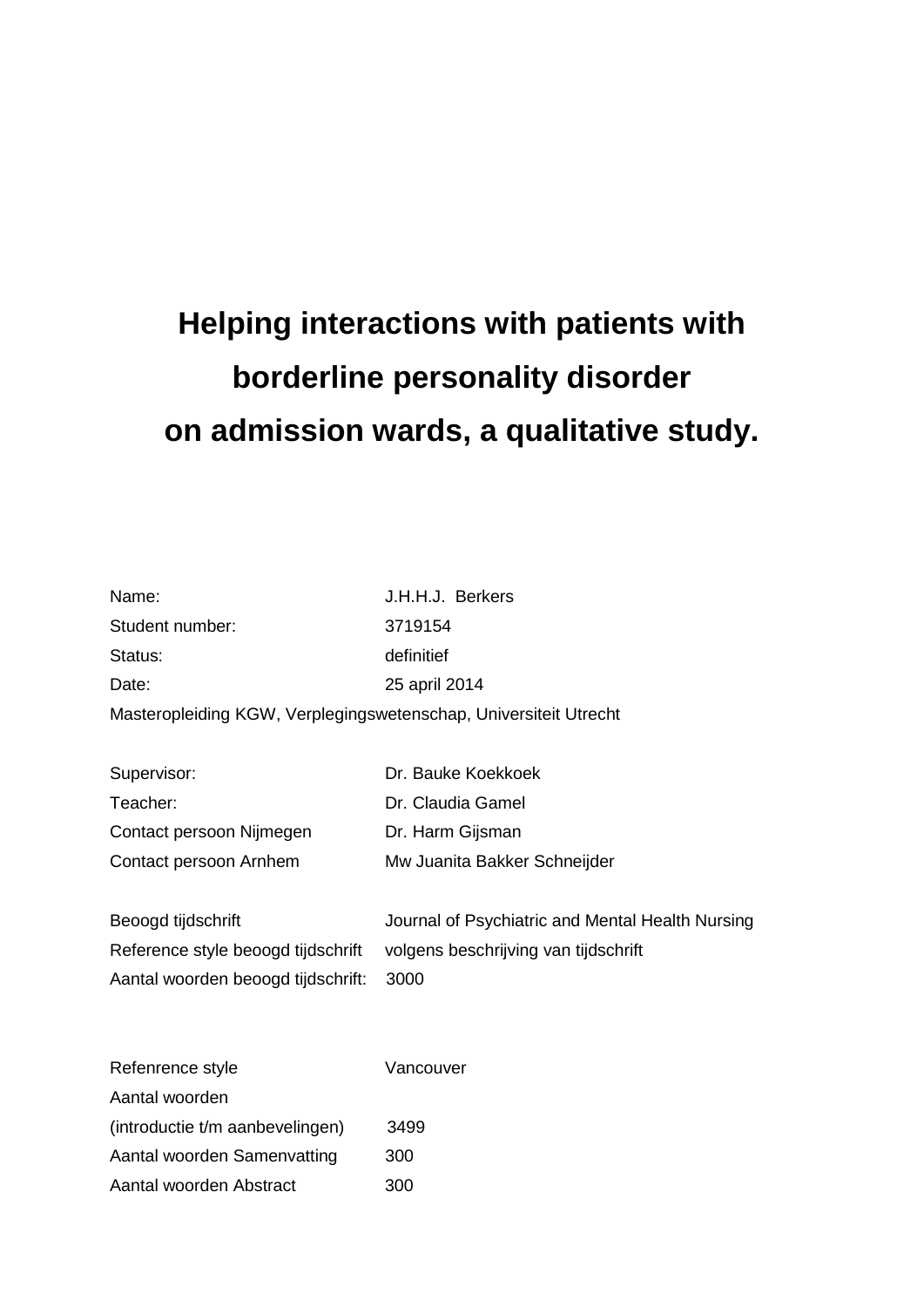# Helping interactions with patients with borderline personality disorder on admission wards, a qualitative study.

| | |
|---|---|
| Name: | J.H.H.J. Berkers |
| Student number: | 3719154 |
| Status: | definitief |
| Date: | 25 april 2014 |

Masteropleiding KGW, Verplegingswetenschap, Universiteit Utrecht

| | |
|---|---|
| Supervisor: | Dr. Bauke Koekkoek |
| Teacher: | Dr. Claudia Gamel |
| Contact persoon Nijmegen | Dr. Harm Gijsman |
| Contact persoon Arnhem | Mw Juanita Bakker Schneijder |

| | |
|---|---|
| Beoogd tijdschrift | Journal of Psychiatric and Mental Health Nursing |
| Reference style beoogd tijdschrift | volgens beschrijving van tijdschrift |
| Aantal woorden beoogd tijdschrift: | 3000 |

| | |
|---|---|
| Refenrence style | Vancouver |
| Aantal woorden (introductie t/m aanbevelingen) | 3499 |
| Aantal woorden Samenvatting | 300 |
| Aantal woorden Abstract | 300 |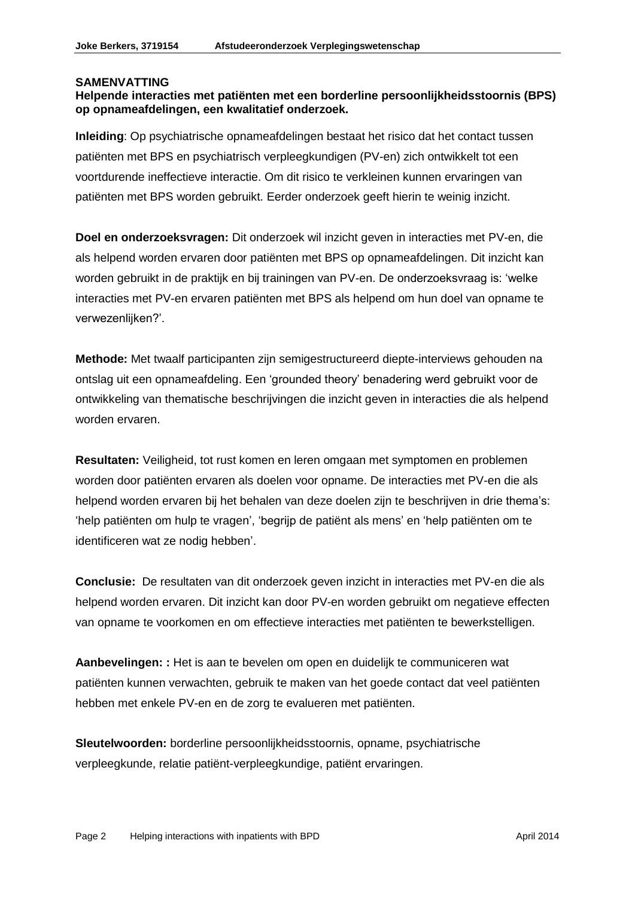## SAMENVATTING

**Helpende interacties met patiënten met een borderline persoonlijkheidsstoornis (BPS) op opnameafdelingen, een kwalitatief onderzoek.**

**Inleiding**: Op psychiatrische opnameafdelingen bestaat het risico dat het contact tussen patiënten met BPS en psychiatrisch verpleegkundigen (PV-en) zich ontwikkelt tot een voortdurende ineffectieve interactie. Om dit risico te verkleinen kunnen ervaringen van patiënten met BPS worden gebruikt. Eerder onderzoek geeft hierin te weinig inzicht.

**Doel en onderzoeksvragen:** Dit onderzoek wil inzicht geven in interacties met PV-en, die als helpend worden ervaren door patiënten met BPS op opnameafdelingen. Dit inzicht kan worden gebruikt in de praktijk en bij trainingen van PV-en. De onderzoeksvraag is: 'welke interacties met PV-en ervaren patiënten met BPS als helpend om hun doel van opname te verwezenlijken?'.

**Methode:** Met twaalf participanten zijn semigestructureerd diepte-interviews gehouden na ontslag uit een opnameafdeling. Een 'grounded theory' benadering werd gebruikt voor de ontwikkeling van thematische beschrijvingen die inzicht geven in interacties die als helpend worden ervaren.

**Resultaten:** Veiligheid, tot rust komen en leren omgaan met symptomen en problemen worden door patiënten ervaren als doelen voor opname. De interacties met PV-en die als helpend worden ervaren bij het behalen van deze doelen zijn te beschrijven in drie thema's: 'help patiënten om hulp te vragen', 'begrijp de patiënt als mens' en 'help patiënten om te identificeren wat ze nodig hebben'.

**Conclusie:** De resultaten van dit onderzoek geven inzicht in interacties met PV-en die als helpend worden ervaren. Dit inzicht kan door PV-en worden gebruikt om negatieve effecten van opname te voorkomen en om effectieve interacties met patiënten te bewerkstelligen.

**Aanbevelingen: :** Het is aan te bevelen om open en duidelijk te communiceren wat patiënten kunnen verwachten, gebruik te maken van het goede contact dat veel patiënten hebben met enkele PV-en en de zorg te evalueren met patiënten.

**Sleutelwoorden:** borderline persoonlijkheidsstoornis, opname, psychiatrische verpleegkunde, relatie patiënt-verpleegkundige, patiënt ervaringen.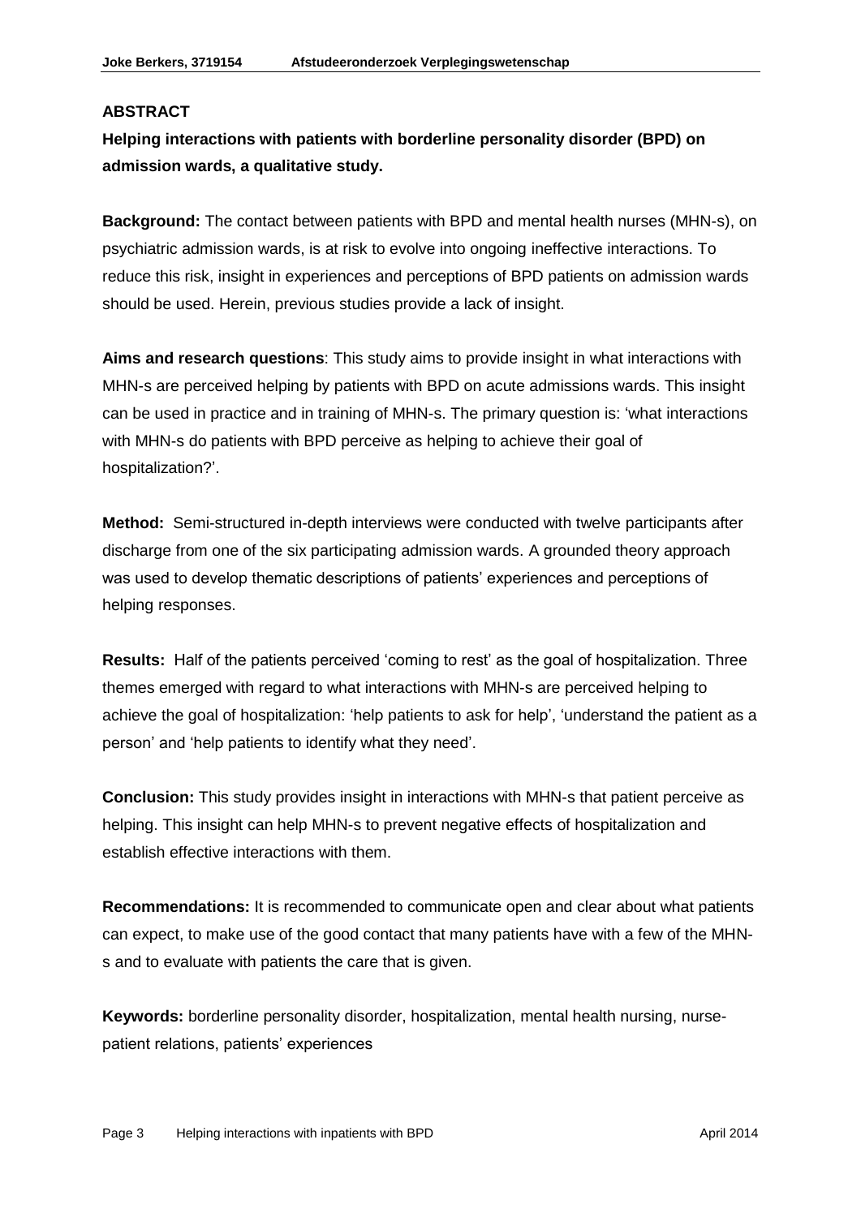## ABSTRACT

### Helping interactions with patients with borderline personality disorder (BPD) on admission wards, a qualitative study.

**Background:** The contact between patients with BPD and mental health nurses (MHN-s), on psychiatric admission wards, is at risk to evolve into ongoing ineffective interactions. To reduce this risk, insight in experiences and perceptions of BPD patients on admission wards should be used. Herein, previous studies provide a lack of insight.

**Aims and research questions**: This study aims to provide insight in what interactions with MHN-s are perceived helping by patients with BPD on acute admissions wards. This insight can be used in practice and in training of MHN-s. The primary question is: 'what interactions with MHN-s do patients with BPD perceive as helping to achieve their goal of hospitalization?'.

**Method:** Semi-structured in-depth interviews were conducted with twelve participants after discharge from one of the six participating admission wards. A grounded theory approach was used to develop thematic descriptions of patients' experiences and perceptions of helping responses.

**Results:** Half of the patients perceived 'coming to rest' as the goal of hospitalization. Three themes emerged with regard to what interactions with MHN-s are perceived helping to achieve the goal of hospitalization: 'help patients to ask for help', 'understand the patient as a person' and 'help patients to identify what they need'.

**Conclusion:** This study provides insight in interactions with MHN-s that patient perceive as helping. This insight can help MHN-s to prevent negative effects of hospitalization and establish effective interactions with them.

**Recommendations:** It is recommended to communicate open and clear about what patients can expect, to make use of the good contact that many patients have with a few of the MHN-s and to evaluate with patients the care that is given.

**Keywords:** borderline personality disorder, hospitalization, mental health nursing, nurse-patient relations, patients' experiences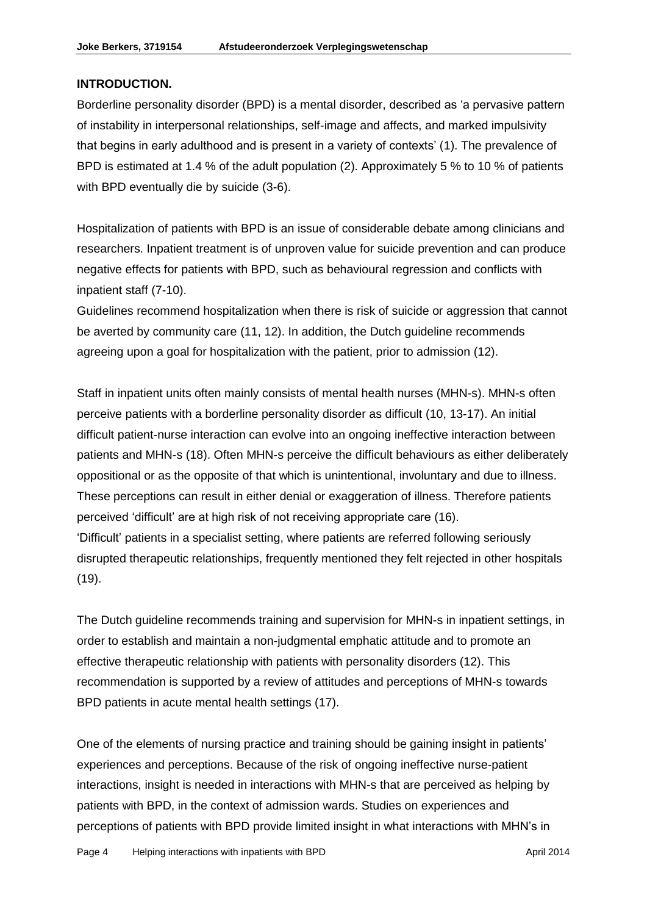**INTRODUCTION.**

Borderline personality disorder (BPD) is a mental disorder, described as 'a pervasive pattern of instability in interpersonal relationships, self-image and affects, and marked impulsivity that begins in early adulthood and is present in a variety of contexts' (1). The prevalence of BPD is estimated at 1.4 % of the adult population (2). Approximately 5 % to 10 % of patients with BPD eventually die by suicide (3-6).

Hospitalization of patients with BPD is an issue of considerable debate among clinicians and researchers. Inpatient treatment is of unproven value for suicide prevention and can produce negative effects for patients with BPD, such as behavioural regression and conflicts with inpatient staff (7-10).

Guidelines recommend hospitalization when there is risk of suicide or aggression that cannot be averted by community care (11, 12). In addition, the Dutch guideline recommends agreeing upon a goal for hospitalization with the patient, prior to admission (12).

Staff in inpatient units often mainly consists of mental health nurses (MHN-s). MHN-s often perceive patients with a borderline personality disorder as difficult (10, 13-17). An initial difficult patient-nurse interaction can evolve into an ongoing ineffective interaction between patients and MHN-s (18). Often MHN-s perceive the difficult behaviours as either deliberately oppositional or as the opposite of that which is unintentional, involuntary and due to illness. These perceptions can result in either denial or exaggeration of illness. Therefore patients perceived 'difficult' are at high risk of not receiving appropriate care (16).

'Difficult' patients in a specialist setting, where patients are referred following seriously disrupted therapeutic relationships, frequently mentioned they felt rejected in other hospitals (19).

The Dutch guideline recommends training and supervision for MHN-s in inpatient settings, in order to establish and maintain a non-judgmental emphatic attitude and to promote an effective therapeutic relationship with patients with personality disorders (12). This recommendation is supported by a review of attitudes and perceptions of MHN-s towards BPD patients in acute mental health settings (17).

One of the elements of nursing practice and training should be gaining insight in patients' experiences and perceptions. Because of the risk of ongoing ineffective nurse-patient interactions, insight is needed in interactions with MHN-s that are perceived as helping by patients with BPD, in the context of admission wards. Studies on experiences and perceptions of patients with BPD provide limited insight in what interactions with MHN's in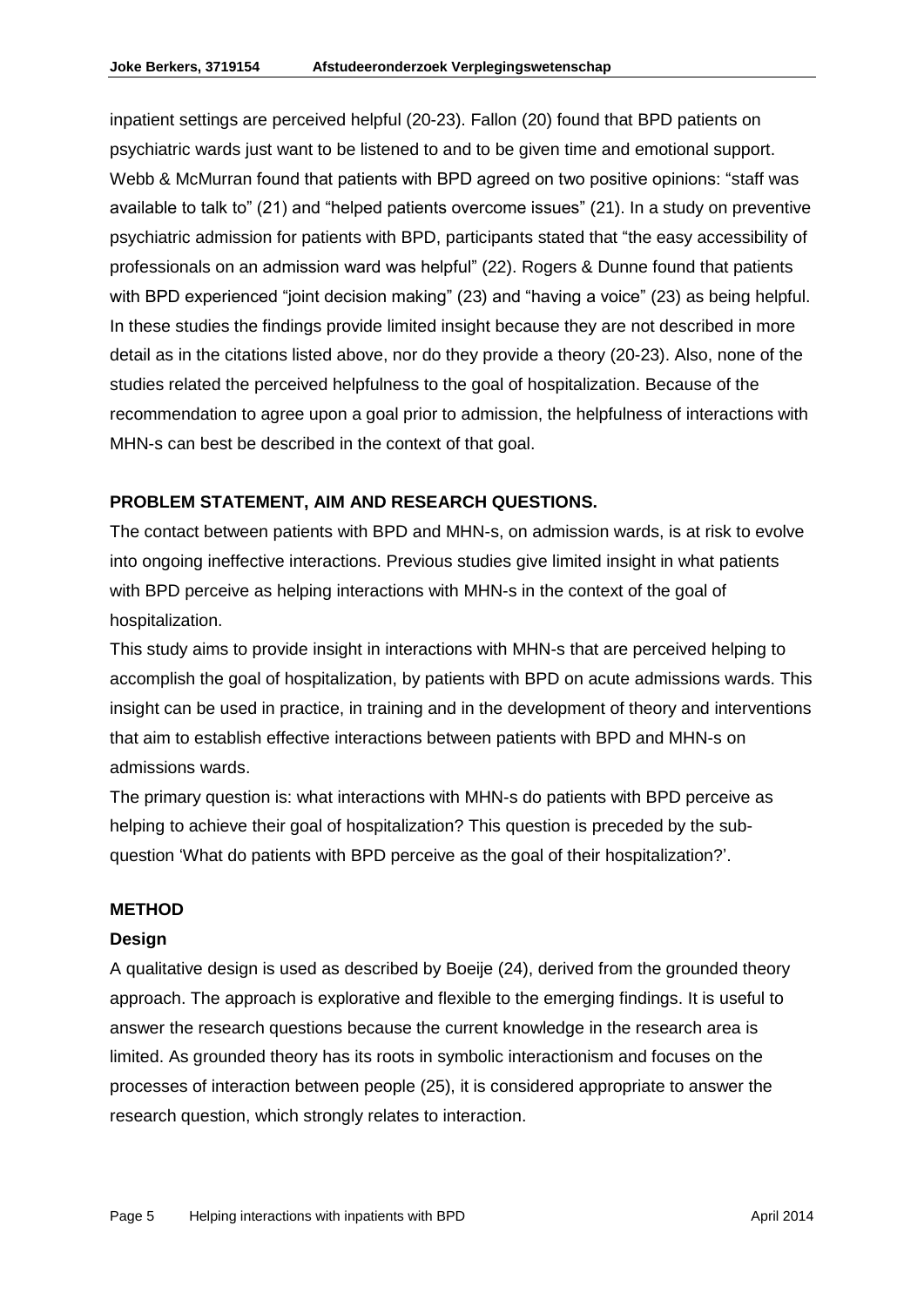inpatient settings are perceived helpful (20-23). Fallon (20) found that BPD patients on psychiatric wards just want to be listened to and to be given time and emotional support. Webb & McMurran found that patients with BPD agreed on two positive opinions: "staff was available to talk to" (21) and "helped patients overcome issues" (21). In a study on preventive psychiatric admission for patients with BPD, participants stated that "the easy accessibility of professionals on an admission ward was helpful" (22). Rogers & Dunne found that patients with BPD experienced "joint decision making" (23) and "having a voice" (23) as being helpful. In these studies the findings provide limited insight because they are not described in more detail as in the citations listed above, nor do they provide a theory (20-23). Also, none of the studies related the perceived helpfulness to the goal of hospitalization. Because of the recommendation to agree upon a goal prior to admission, the helpfulness of interactions with MHN-s can best be described in the context of that goal.

## PROBLEM STATEMENT, AIM AND RESEARCH QUESTIONS.

The contact between patients with BPD and MHN-s, on admission wards, is at risk to evolve into ongoing ineffective interactions. Previous studies give limited insight in what patients with BPD perceive as helping interactions with MHN-s in the context of the goal of hospitalization.

This study aims to provide insight in interactions with MHN-s that are perceived helping to accomplish the goal of hospitalization, by patients with BPD on acute admissions wards. This insight can be used in practice, in training and in the development of theory and interventions that aim to establish effective interactions between patients with BPD and MHN-s on admissions wards.

The primary question is: what interactions with MHN-s do patients with BPD perceive as helping to achieve their goal of hospitalization? This question is preceded by the sub-question 'What do patients with BPD perceive as the goal of their hospitalization?'.

## METHOD

### Design

A qualitative design is used as described by Boeije (24), derived from the grounded theory approach. The approach is explorative and flexible to the emerging findings. It is useful to answer the research questions because the current knowledge in the research area is limited. As grounded theory has its roots in symbolic interactionism and focuses on the processes of interaction between people (25), it is considered appropriate to answer the research question, which strongly relates to interaction.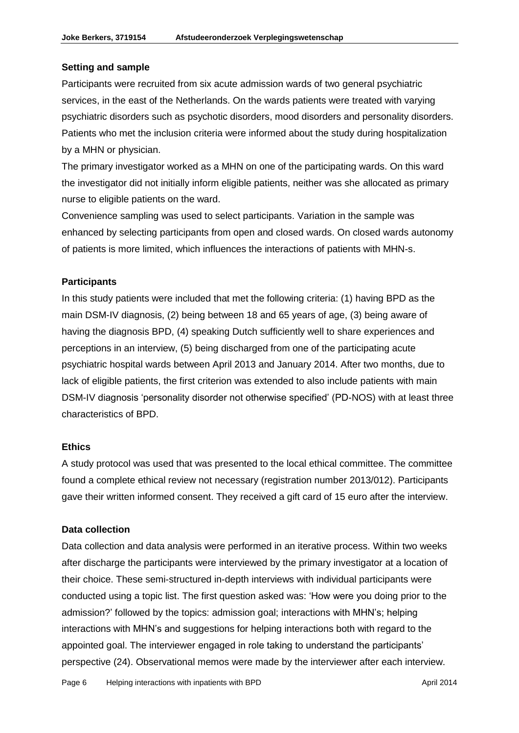### Setting and sample

Participants were recruited from six acute admission wards of two general psychiatric services, in the east of the Netherlands. On the wards patients were treated with varying psychiatric disorders such as psychotic disorders, mood disorders and personality disorders. Patients who met the inclusion criteria were informed about the study during hospitalization by a MHN or physician.

The primary investigator worked as a MHN on one of the participating wards. On this ward the investigator did not initially inform eligible patients, neither was she allocated as primary nurse to eligible patients on the ward.

Convenience sampling was used to select participants. Variation in the sample was enhanced by selecting participants from open and closed wards. On closed wards autonomy of patients is more limited, which influences the interactions of patients with MHN-s.

### Participants

In this study patients were included that met the following criteria: (1) having BPD as the main DSM-IV diagnosis, (2) being between 18 and 65 years of age, (3) being aware of having the diagnosis BPD, (4) speaking Dutch sufficiently well to share experiences and perceptions in an interview, (5) being discharged from one of the participating acute psychiatric hospital wards between April 2013 and January 2014. After two months, due to lack of eligible patients, the first criterion was extended to also include patients with main DSM-IV diagnosis 'personality disorder not otherwise specified' (PD-NOS) with at least three characteristics of BPD.

### Ethics

A study protocol was used that was presented to the local ethical committee. The committee found a complete ethical review not necessary (registration number 2013/012). Participants gave their written informed consent. They received a gift card of 15 euro after the interview.

### Data collection

Data collection and data analysis were performed in an iterative process. Within two weeks after discharge the participants were interviewed by the primary investigator at a location of their choice. These semi-structured in-depth interviews with individual participants were conducted using a topic list. The first question asked was: 'How were you doing prior to the admission?' followed by the topics: admission goal; interactions with MHN's; helping interactions with MHN's and suggestions for helping interactions both with regard to the appointed goal. The interviewer engaged in role taking to understand the participants' perspective (24). Observational memos were made by the interviewer after each interview.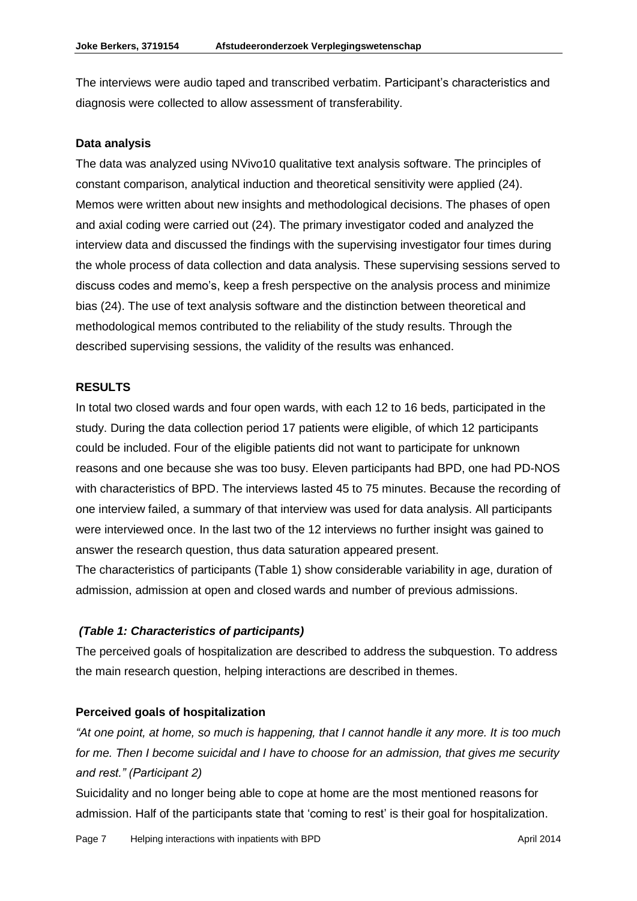The interviews were audio taped and transcribed verbatim. Participant's characteristics and diagnosis were collected to allow assessment of transferability.

### Data analysis

The data was analyzed using NVivo10 qualitative text analysis software. The principles of constant comparison, analytical induction and theoretical sensitivity were applied (24). Memos were written about new insights and methodological decisions. The phases of open and axial coding were carried out (24). The primary investigator coded and analyzed the interview data and discussed the findings with the supervising investigator four times during the whole process of data collection and data analysis. These supervising sessions served to discuss codes and memo's, keep a fresh perspective on the analysis process and minimize bias (24). The use of text analysis software and the distinction between theoretical and methodological memos contributed to the reliability of the study results. Through the described supervising sessions, the validity of the results was enhanced.

## RESULTS

In total two closed wards and four open wards, with each 12 to 16 beds, participated in the study. During the data collection period 17 patients were eligible, of which 12 participants could be included. Four of the eligible patients did not want to participate for unknown reasons and one because she was too busy. Eleven participants had BPD, one had PD-NOS with characteristics of BPD. The interviews lasted 45 to 75 minutes. Because the recording of one interview failed, a summary of that interview was used for data analysis. All participants were interviewed once. In the last two of the 12 interviews no further insight was gained to answer the research question, thus data saturation appeared present.
The characteristics of participants (Table 1) show considerable variability in age, duration of admission, admission at open and closed wards and number of previous admissions.

***(Table 1: Characteristics of participants)***

The perceived goals of hospitalization are described to address the subquestion. To address the main research question, helping interactions are described in themes.

### Perceived goals of hospitalization

*"At one point, at home, so much is happening, that I cannot handle it any more. It is too much for me. Then I become suicidal and I have to choose for an admission, that gives me security and rest." (Participant 2)*

Suicidality and no longer being able to cope at home are the most mentioned reasons for admission. Half of the participants state that 'coming to rest' is their goal for hospitalization.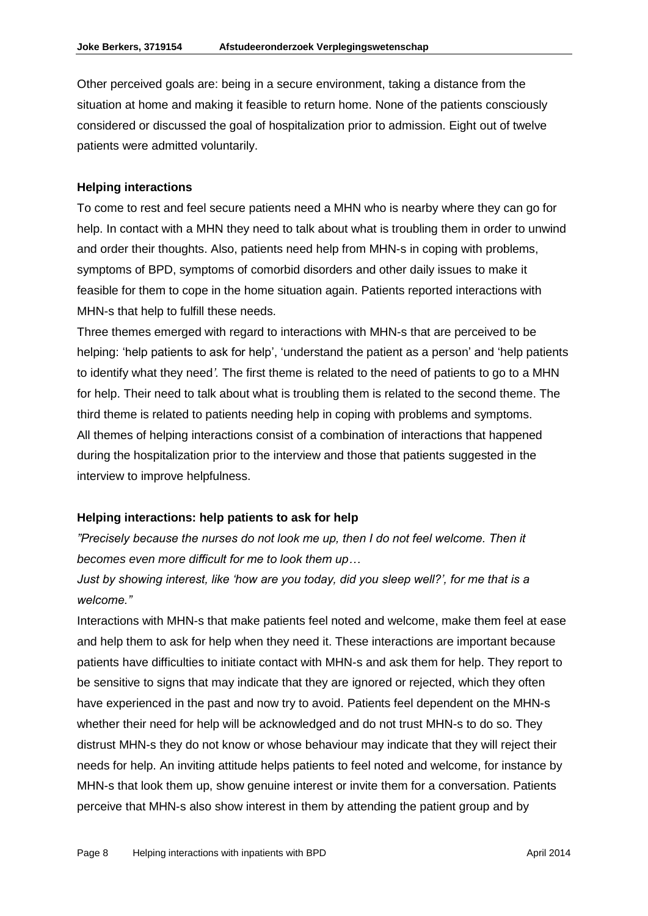Other perceived goals are: being in a secure environment, taking a distance from the situation at home and making it feasible to return home. None of the patients consciously considered or discussed the goal of hospitalization prior to admission. Eight out of twelve patients were admitted voluntarily.

### Helping interactions

To come to rest and feel secure patients need a MHN who is nearby where they can go for help. In contact with a MHN they need to talk about what is troubling them in order to unwind and order their thoughts. Also, patients need help from MHN-s in coping with problems, symptoms of BPD, symptoms of comorbid disorders and other daily issues to make it feasible for them to cope in the home situation again. Patients reported interactions with MHN-s that help to fulfill these needs.

Three themes emerged with regard to interactions with MHN-s that are perceived to be helping: 'help patients to ask for help', 'understand the patient as a person' and 'help patients to identify what they need*'.* The first theme is related to the need of patients to go to a MHN for help. Their need to talk about what is troubling them is related to the second theme. The third theme is related to patients needing help in coping with problems and symptoms. All themes of helping interactions consist of a combination of interactions that happened during the hospitalization prior to the interview and those that patients suggested in the interview to improve helpfulness.

### Helping interactions: help patients to ask for help

*"Precisely because the nurses do not look me up, then I do not feel welcome. Then it becomes even more difficult for me to look them up…*

*Just by showing interest, like 'how are you today, did you sleep well?', for me that is a welcome."*

Interactions with MHN-s that make patients feel noted and welcome, make them feel at ease and help them to ask for help when they need it. These interactions are important because patients have difficulties to initiate contact with MHN-s and ask them for help. They report to be sensitive to signs that may indicate that they are ignored or rejected, which they often have experienced in the past and now try to avoid. Patients feel dependent on the MHN-s whether their need for help will be acknowledged and do not trust MHN-s to do so. They distrust MHN-s they do not know or whose behaviour may indicate that they will reject their needs for help. An inviting attitude helps patients to feel noted and welcome, for instance by MHN-s that look them up, show genuine interest or invite them for a conversation. Patients perceive that MHN-s also show interest in them by attending the patient group and by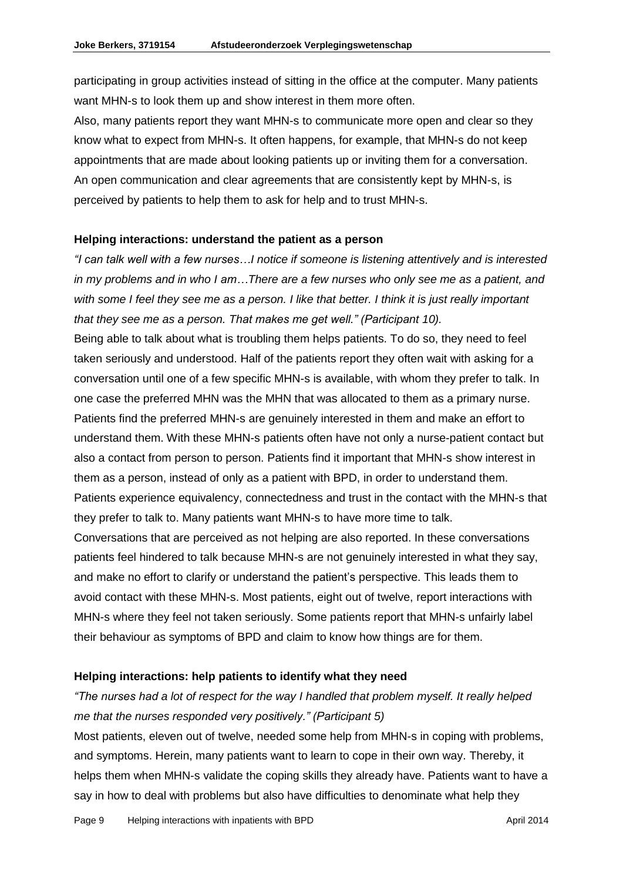participating in group activities instead of sitting in the office at the computer. Many patients want MHN-s to look them up and show interest in them more often.
Also, many patients report they want MHN-s to communicate more open and clear so they know what to expect from MHN-s. It often happens, for example, that MHN-s do not keep appointments that are made about looking patients up or inviting them for a conversation. An open communication and clear agreements that are consistently kept by MHN-s, is perceived by patients to help them to ask for help and to trust MHN-s.

**Helping interactions: understand the patient as a person**

*"I can talk well with a few nurses…I notice if someone is listening attentively and is interested in my problems and in who I am…There are a few nurses who only see me as a patient, and with some I feel they see me as a person. I like that better. I think it is just really important that they see me as a person. That makes me get well." (Participant 10).*

Being able to talk about what is troubling them helps patients. To do so, they need to feel taken seriously and understood. Half of the patients report they often wait with asking for a conversation until one of a few specific MHN-s is available, with whom they prefer to talk. In one case the preferred MHN was the MHN that was allocated to them as a primary nurse. Patients find the preferred MHN-s are genuinely interested in them and make an effort to understand them. With these MHN-s patients often have not only a nurse-patient contact but also a contact from person to person. Patients find it important that MHN-s show interest in them as a person, instead of only as a patient with BPD, in order to understand them. Patients experience equivalency, connectedness and trust in the contact with the MHN-s that they prefer to talk to. Many patients want MHN-s to have more time to talk.
Conversations that are perceived as not helping are also reported. In these conversations patients feel hindered to talk because MHN-s are not genuinely interested in what they say, and make no effort to clarify or understand the patient's perspective. This leads them to avoid contact with these MHN-s. Most patients, eight out of twelve, report interactions with MHN-s where they feel not taken seriously. Some patients report that MHN-s unfairly label their behaviour as symptoms of BPD and claim to know how things are for them.

**Helping interactions: help patients to identify what they need**

*"The nurses had a lot of respect for the way I handled that problem myself. It really helped me that the nurses responded very positively." (Participant 5)*

Most patients, eleven out of twelve, needed some help from MHN-s in coping with problems, and symptoms. Herein, many patients want to learn to cope in their own way. Thereby, it helps them when MHN-s validate the coping skills they already have. Patients want to have a say in how to deal with problems but also have difficulties to denominate what help they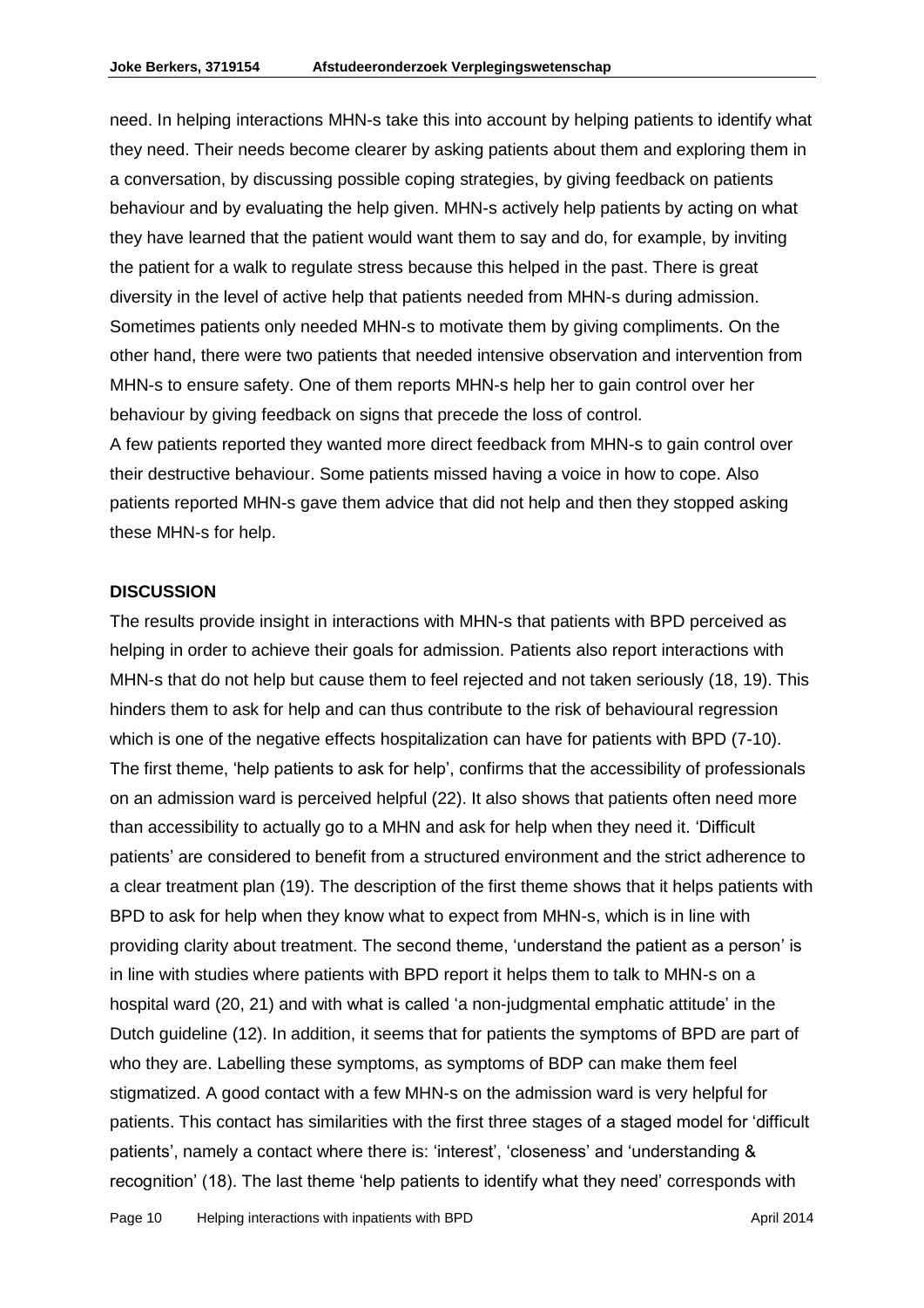need. In helping interactions MHN-s take this into account by helping patients to identify what they need. Their needs become clearer by asking patients about them and exploring them in a conversation, by discussing possible coping strategies, by giving feedback on patients behaviour and by evaluating the help given. MHN-s actively help patients by acting on what they have learned that the patient would want them to say and do, for example, by inviting the patient for a walk to regulate stress because this helped in the past. There is great diversity in the level of active help that patients needed from MHN-s during admission. Sometimes patients only needed MHN-s to motivate them by giving compliments. On the other hand, there were two patients that needed intensive observation and intervention from MHN-s to ensure safety. One of them reports MHN-s help her to gain control over her behaviour by giving feedback on signs that precede the loss of control.

A few patients reported they wanted more direct feedback from MHN-s to gain control over their destructive behaviour. Some patients missed having a voice in how to cope. Also patients reported MHN-s gave them advice that did not help and then they stopped asking these MHN-s for help.

**DISCUSSION**

The results provide insight in interactions with MHN-s that patients with BPD perceived as helping in order to achieve their goals for admission. Patients also report interactions with MHN-s that do not help but cause them to feel rejected and not taken seriously (18, 19). This hinders them to ask for help and can thus contribute to the risk of behavioural regression which is one of the negative effects hospitalization can have for patients with BPD (7-10). The first theme, 'help patients to ask for help', confirms that the accessibility of professionals on an admission ward is perceived helpful (22). It also shows that patients often need more than accessibility to actually go to a MHN and ask for help when they need it. 'Difficult patients' are considered to benefit from a structured environment and the strict adherence to a clear treatment plan (19). The description of the first theme shows that it helps patients with BPD to ask for help when they know what to expect from MHN-s, which is in line with providing clarity about treatment. The second theme, 'understand the patient as a person' is in line with studies where patients with BPD report it helps them to talk to MHN-s on a hospital ward (20, 21) and with what is called 'a non-judgmental emphatic attitude' in the Dutch guideline (12). In addition, it seems that for patients the symptoms of BPD are part of who they are. Labelling these symptoms, as symptoms of BDP can make them feel stigmatized. A good contact with a few MHN-s on the admission ward is very helpful for patients. This contact has similarities with the first three stages of a staged model for 'difficult patients', namely a contact where there is: 'interest', 'closeness' and 'understanding & recognition' (18). The last theme 'help patients to identify what they need' corresponds with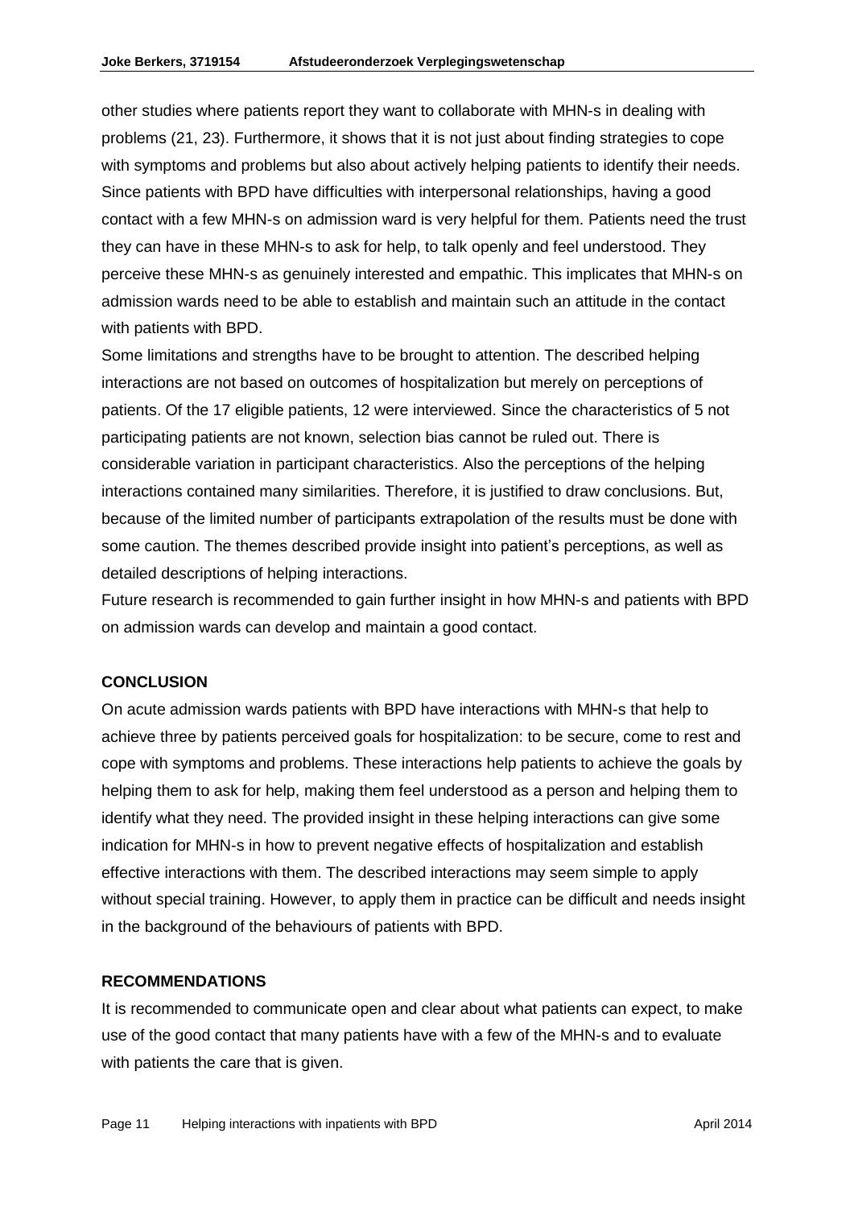other studies where patients report they want to collaborate with MHN-s in dealing with problems (21, 23). Furthermore, it shows that it is not just about finding strategies to cope with symptoms and problems but also about actively helping patients to identify their needs. Since patients with BPD have difficulties with interpersonal relationships, having a good contact with a few MHN-s on admission ward is very helpful for them. Patients need the trust they can have in these MHN-s to ask for help, to talk openly and feel understood. They perceive these MHN-s as genuinely interested and empathic. This implicates that MHN-s on admission wards need to be able to establish and maintain such an attitude in the contact with patients with BPD.

Some limitations and strengths have to be brought to attention. The described helping interactions are not based on outcomes of hospitalization but merely on perceptions of patients. Of the 17 eligible patients, 12 were interviewed. Since the characteristics of 5 not participating patients are not known, selection bias cannot be ruled out. There is considerable variation in participant characteristics. Also the perceptions of the helping interactions contained many similarities. Therefore, it is justified to draw conclusions. But, because of the limited number of participants extrapolation of the results must be done with some caution. The themes described provide insight into patient's perceptions, as well as detailed descriptions of helping interactions.

Future research is recommended to gain further insight in how MHN-s and patients with BPD on admission wards can develop and maintain a good contact.

## CONCLUSION

On acute admission wards patients with BPD have interactions with MHN-s that help to achieve three by patients perceived goals for hospitalization: to be secure, come to rest and cope with symptoms and problems. These interactions help patients to achieve the goals by helping them to ask for help, making them feel understood as a person and helping them to identify what they need. The provided insight in these helping interactions can give some indication for MHN-s in how to prevent negative effects of hospitalization and establish effective interactions with them. The described interactions may seem simple to apply without special training. However, to apply them in practice can be difficult and needs insight in the background of the behaviours of patients with BPD.

## RECOMMENDATIONS

It is recommended to communicate open and clear about what patients can expect, to make use of the good contact that many patients have with a few of the MHN-s and to evaluate with patients the care that is given.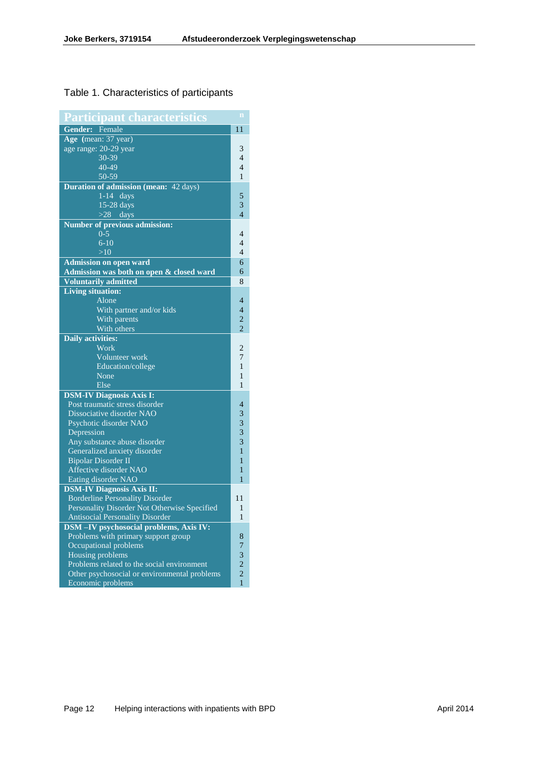Table 1. Characteristics of participants

| Participant characteristics | n |
|---|---|
| **Gender:** Female | 11 |
| **Age** (mean: 37 year) | |
| age range: 20-29 year | 3 |
| 30-39 | 4 |
| 40-49 | 4 |
| 50-59 | 1 |
| **Duration of admission (mean:** 42 days) | |
| 1-14 days | 5 |
| 15-28 days | 3 |
| >28 days | 4 |
| **Number of previous admission:** | |
| 0-5 | 4 |
| 6-10 | 4 |
| >10 | 4 |
| **Admission on open ward** | 6 |
| **Admission was both on open & closed ward** | 6 |
| **Voluntarily admitted** | 8 |
| **Living situation:** | |
| Alone | 4 |
| With partner and/or kids | 4 |
| With parents | 2 |
| With others | 2 |
| **Daily activities:** | |
| Work | 2 |
| Volunteer work | 7 |
| Education/college | 1 |
| None | 1 |
| Else | 1 |
| **DSM-IV Diagnosis Axis I:** | |
| Post traumatic stress disorder | 4 |
| Dissociative disorder NAO | 3 |
| Psychotic disorder NAO | 3 |
| Depression | 3 |
| Any substance abuse disorder | 3 |
| Generalized anxiety disorder | 1 |
| Bipolar Disorder II | 1 |
| Affective disorder NAO | 1 |
| Eating disorder NAO | 1 |
| **DSM-IV Diagnosis Axis II:** | |
| Borderline Personality Disorder | 11 |
| Personality Disorder Not Otherwise Specified | 1 |
| Antisocial Personality Disorder | 1 |
| **DSM –IV psychosocial problems, Axis IV:** | |
| Problems with primary support group | 8 |
| Occupational problems | 7 |
| Housing problems | 3 |
| Problems related to the social environment | 2 |
| Other psychosocial or environmental problems | 2 |
| Economic problems | 1 |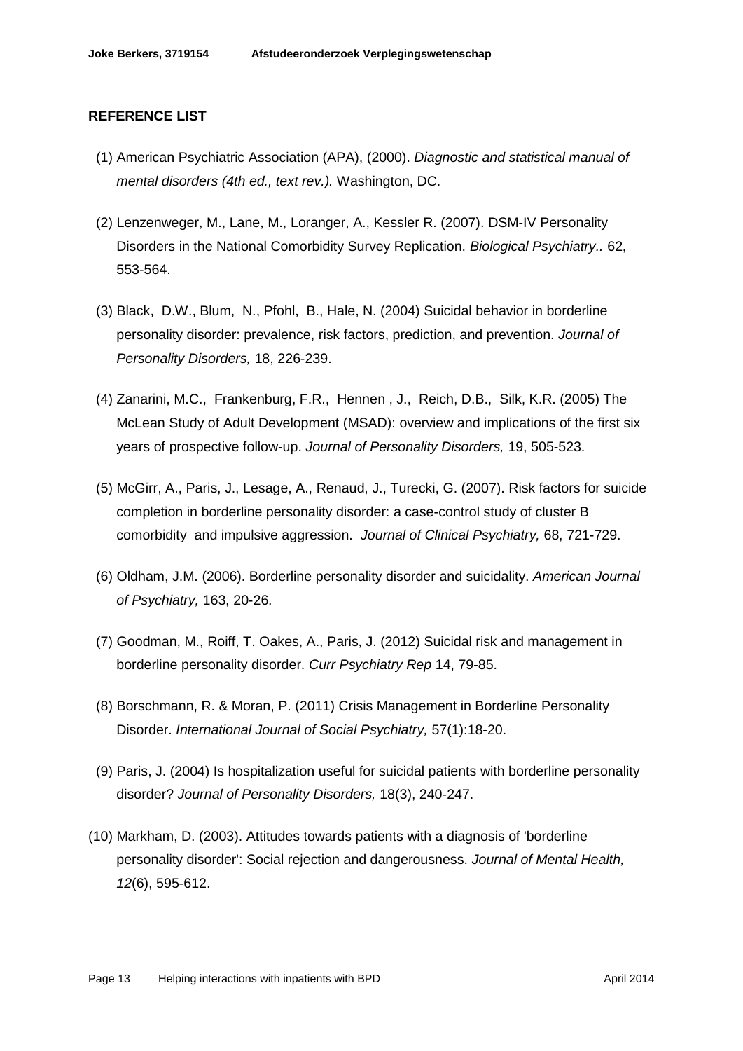**REFERENCE LIST**

(1) American Psychiatric Association (APA), (2000). *Diagnostic and statistical manual of mental disorders (4th ed., text rev.).* Washington, DC.

(2) Lenzenweger, M., Lane, M., Loranger, A., Kessler R. (2007). DSM-IV Personality Disorders in the National Comorbidity Survey Replication. *Biological Psychiatry..* 62, 553-564.

(3) Black, D.W., Blum, N., Pfohl, B., Hale, N. (2004) Suicidal behavior in borderline personality disorder: prevalence, risk factors, prediction, and prevention. *Journal of Personality Disorders,* 18, 226-239.

(4) Zanarini, M.C., Frankenburg, F.R., Hennen , J., Reich, D.B., Silk, K.R. (2005) The McLean Study of Adult Development (MSAD): overview and implications of the first six years of prospective follow-up. *Journal of Personality Disorders,* 19, 505-523.

(5) McGirr, A., Paris, J., Lesage, A., Renaud, J., Turecki, G. (2007). Risk factors for suicide completion in borderline personality disorder: a case-control study of cluster B comorbidity and impulsive aggression. *Journal of Clinical Psychiatry,* 68, 721-729.

(6) Oldham, J.M. (2006). Borderline personality disorder and suicidality. *American Journal of Psychiatry,* 163, 20-26.

(7) Goodman, M., Roiff, T. Oakes, A., Paris, J. (2012) Suicidal risk and management in borderline personality disorder. *Curr Psychiatry Rep* 14, 79-85.

(8) Borschmann, R. & Moran, P. (2011) Crisis Management in Borderline Personality Disorder. *International Journal of Social Psychiatry,* 57(1):18-20.

(9) Paris, J. (2004) Is hospitalization useful for suicidal patients with borderline personality disorder? *Journal of Personality Disorders,* 18(3), 240-247.

(10) Markham, D. (2003). Attitudes towards patients with a diagnosis of 'borderline personality disorder': Social rejection and dangerousness. *Journal of Mental Health, 12*(6), 595-612.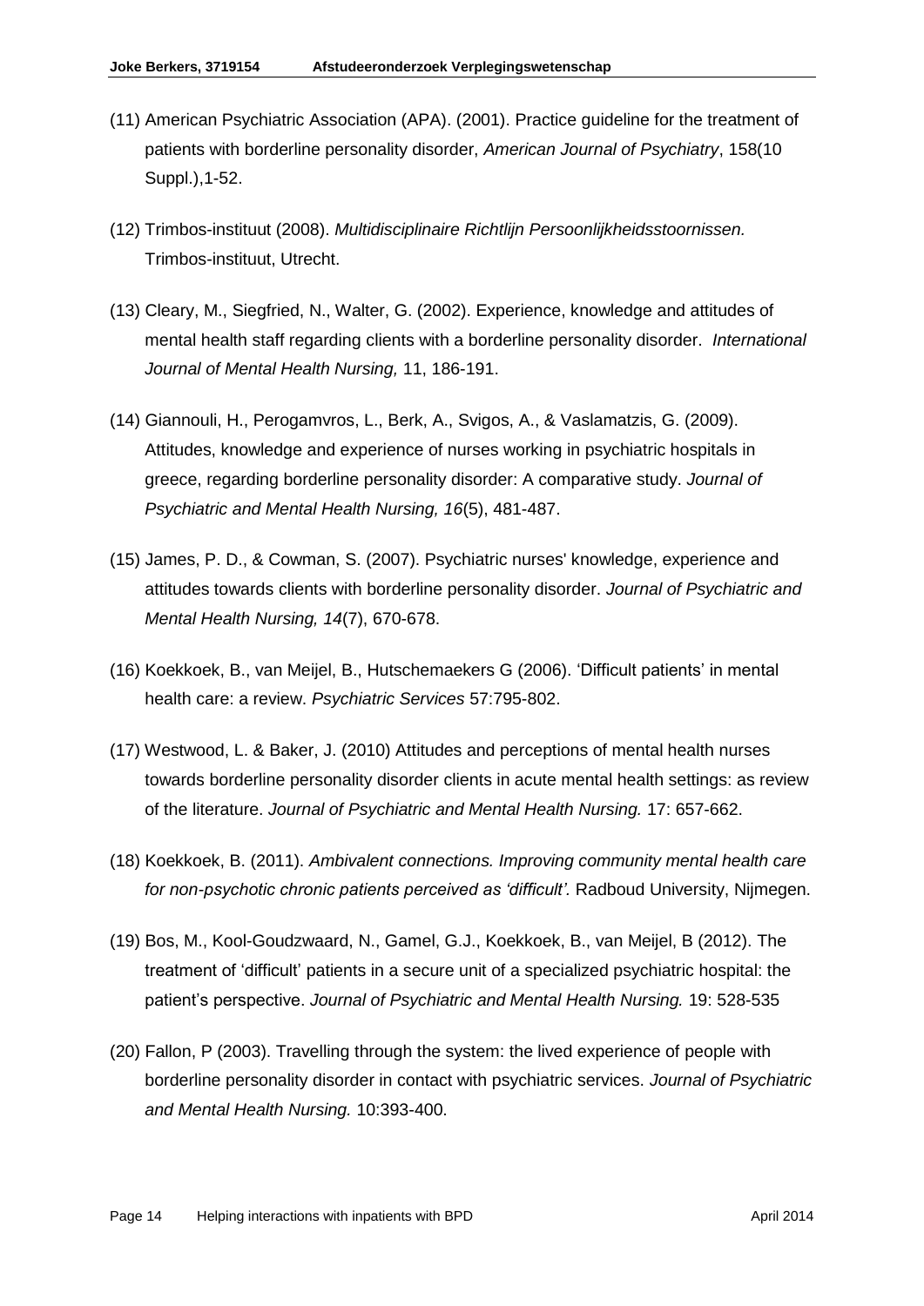(11) American Psychiatric Association (APA). (2001). Practice guideline for the treatment of patients with borderline personality disorder, *American Journal of Psychiatry*, 158(10 Suppl.),1-52.

(12) Trimbos-instituut (2008). *Multidisciplinaire Richtlijn Persoonlijkheidsstoornissen.* Trimbos-instituut, Utrecht.

(13) Cleary, M., Siegfried, N., Walter, G. (2002). Experience, knowledge and attitudes of mental health staff regarding clients with a borderline personality disorder. *International Journal of Mental Health Nursing,* 11, 186-191.

(14) Giannouli, H., Perogamvros, L., Berk, A., Svigos, A., & Vaslamatzis, G. (2009). Attitudes, knowledge and experience of nurses working in psychiatric hospitals in greece, regarding borderline personality disorder: A comparative study. *Journal of Psychiatric and Mental Health Nursing, 16*(5), 481-487.

(15) James, P. D., & Cowman, S. (2007). Psychiatric nurses' knowledge, experience and attitudes towards clients with borderline personality disorder. *Journal of Psychiatric and Mental Health Nursing, 14*(7), 670-678.

(16) Koekkoek, B., van Meijel, B., Hutschemaekers G (2006). 'Difficult patients' in mental health care: a review. *Psychiatric Services* 57:795-802.

(17) Westwood, L. & Baker, J. (2010) Attitudes and perceptions of mental health nurses towards borderline personality disorder clients in acute mental health settings: as review of the literature. *Journal of Psychiatric and Mental Health Nursing.* 17: 657-662.

(18) Koekkoek, B. (2011). *Ambivalent connections. Improving community mental health care for non-psychotic chronic patients perceived as 'difficult'.* Radboud University, Nijmegen.

(19) Bos, M., Kool-Goudzwaard, N., Gamel, G.J., Koekkoek, B., van Meijel, B (2012). The treatment of 'difficult' patients in a secure unit of a specialized psychiatric hospital: the patient's perspective. *Journal of Psychiatric and Mental Health Nursing.* 19: 528-535

(20) Fallon, P (2003). Travelling through the system: the lived experience of people with borderline personality disorder in contact with psychiatric services. *Journal of Psychiatric and Mental Health Nursing.* 10:393-400.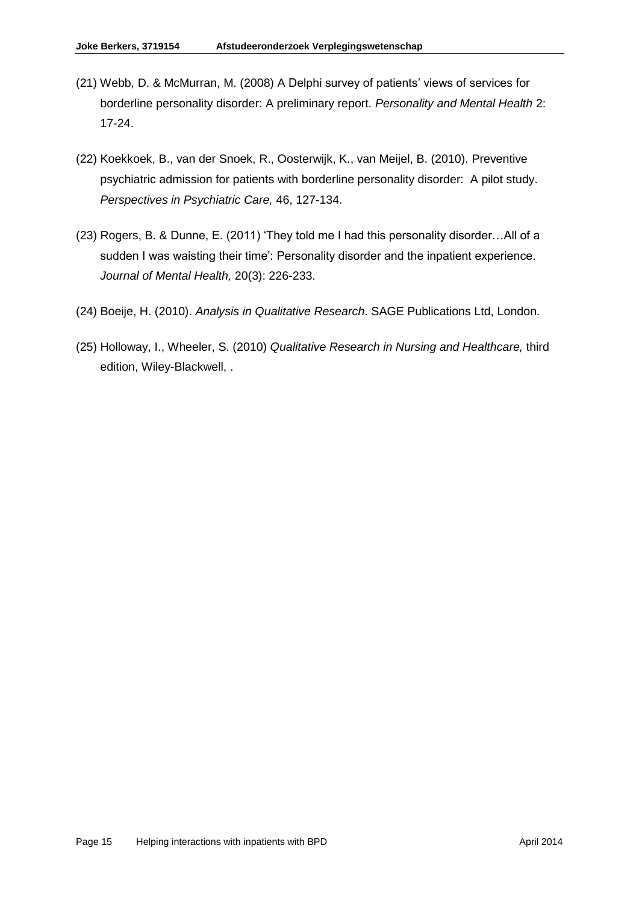(21) Webb, D. & McMurran, M. (2008) A Delphi survey of patients' views of services for borderline personality disorder: A preliminary report. *Personality and Mental Health* 2: 17-24.

(22) Koekkoek, B., van der Snoek, R., Oosterwijk, K., van Meijel, B. (2010). Preventive psychiatric admission for patients with borderline personality disorder: A pilot study. *Perspectives in Psychiatric Care,* 46, 127-134.

(23) Rogers, B. & Dunne, E. (2011) 'They told me I had this personality disorder…All of a sudden I was waisting their time': Personality disorder and the inpatient experience. *Journal of Mental Health,* 20(3): 226-233.

(24) Boeije, H. (2010). *Analysis in Qualitative Research*. SAGE Publications Ltd, London.

(25) Holloway, I., Wheeler, S. (2010) *Qualitative Research in Nursing and Healthcare,* third edition, Wiley-Blackwell, .